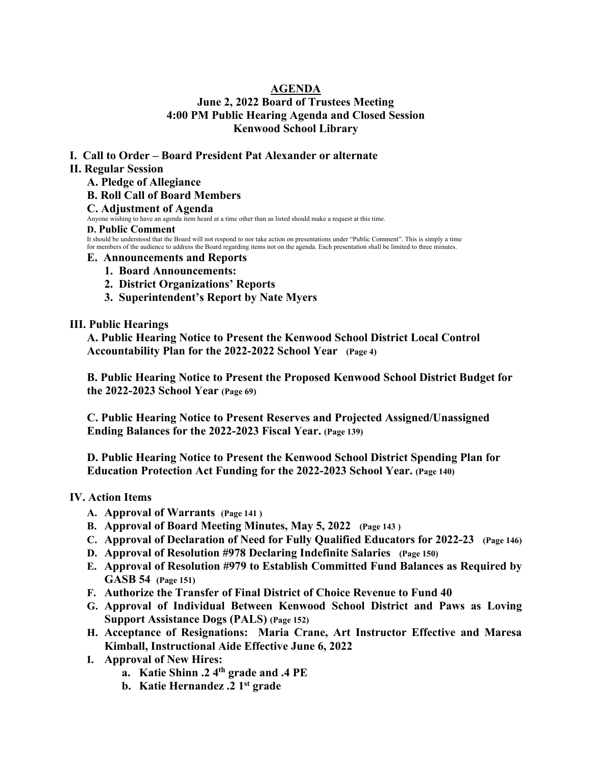# AGENDA

## June 2, 2022 Board of Trustees Meeting
## 4:00 PM Public Hearing Agenda and Closed Session
## Kenwood School Library

**I. Call to Order – Board President Pat Alexander or alternate**

**II. Regular Session**

- **A. Pledge of Allegiance**
- **B. Roll Call of Board Members**
- **C. Adjustment of Agenda**

  Anyone wishing to have an agenda item heard at a time other than as listed should make a request at this time.

- **D. Public Comment**

  It should be understood that the Board will not respond to nor take action on presentations under "Public Comment". This is simply a time for members of the audience to address the Board regarding items not on the agenda. Each presentation shall be limited to three minutes.

- **E. Announcements and Reports**
  1. **Board Announcements:**
  2. **District Organizations' Reports**
  3. **Superintendent's Report by Nate Myers**

**III. Public Hearings**

**A. Public Hearing Notice to Present the Kenwood School District Local Control Accountability Plan for the 2022-2022 School Year (Page 4)**

**B. Public Hearing Notice to Present the Proposed Kenwood School District Budget for the 2022-2023 School Year (Page 69)**

**C. Public Hearing Notice to Present Reserves and Projected Assigned/Unassigned Ending Balances for the 2022-2023 Fiscal Year. (Page 139)**

**D. Public Hearing Notice to Present the Kenwood School District Spending Plan for Education Protection Act Funding for the 2022-2023 School Year. (Page 140)**

**IV. Action Items**

- **A. Approval of Warrants (Page 141 )**
- **B. Approval of Board Meeting Minutes, May 5, 2022 (Page 143 )**
- **C. Approval of Declaration of Need for Fully Qualified Educators for 2022-23 (Page 146)**
- **D. Approval of Resolution #978 Declaring Indefinite Salaries (Page 150)**
- **E. Approval of Resolution #979 to Establish Committed Fund Balances as Required by GASB 54 (Page 151)**
- **F. Authorize the Transfer of Final District of Choice Revenue to Fund 40**
- **G. Approval of Individual Between Kenwood School District and Paws as Loving Support Assistance Dogs (PALS) (Page 152)**
- **H. Acceptance of Resignations: Maria Crane, Art Instructor Effective and Maresa Kimball, Instructional Aide Effective June 6, 2022**
- **I. Approval of New Hires:**
  - **a. Katie Shinn .2 4th grade and .4 PE**
  - **b. Katie Hernandez .2 1st grade**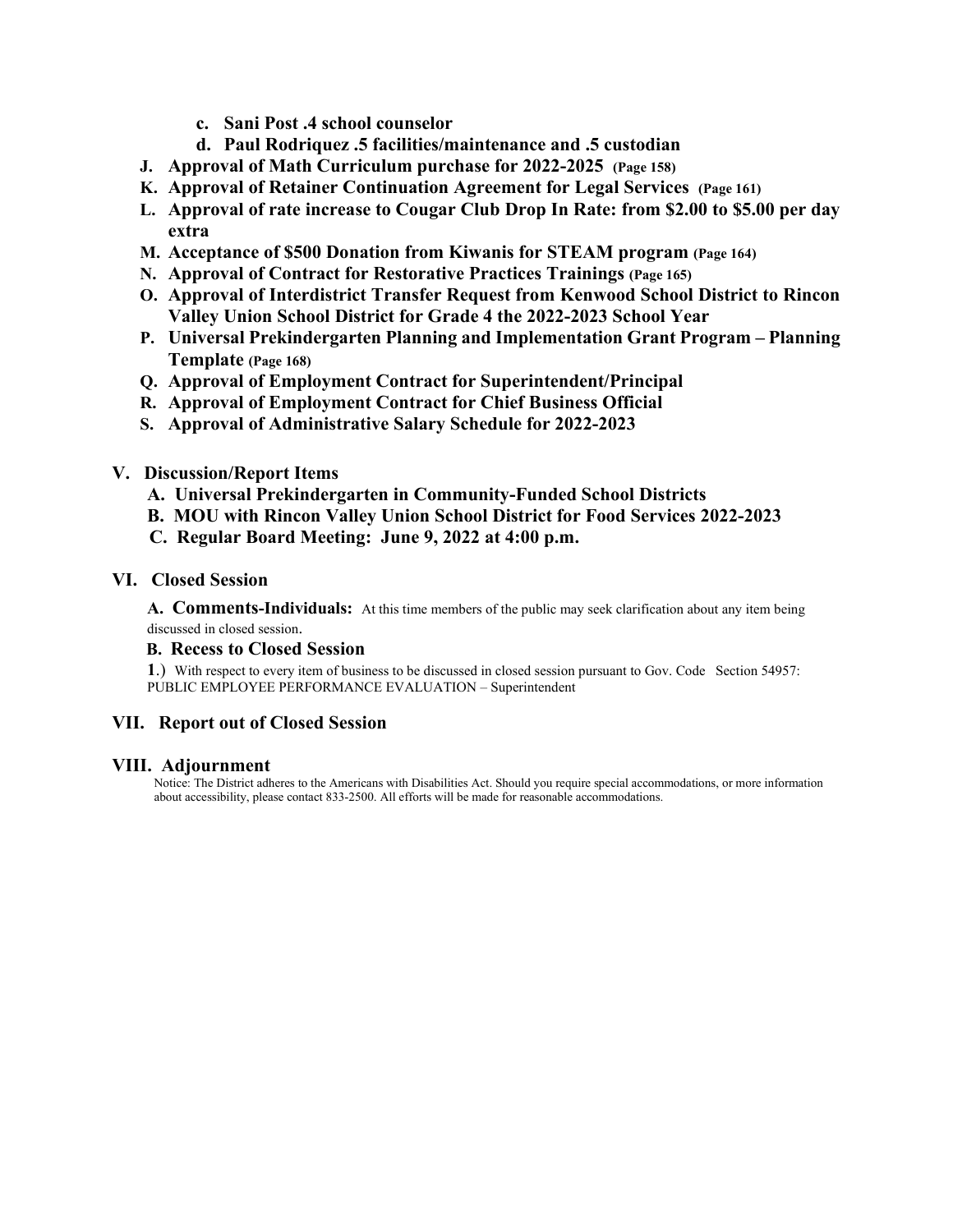c. **Sani Post .4 school counselor**
d. **Paul Rodriquez .5 facilities/maintenance and .5 custodian**

**J. Approval of Math Curriculum purchase for 2022-2025** **(Page 158)**
**K. Approval of Retainer Continuation Agreement for Legal Services** **(Page 161)**
**L. Approval of rate increase to Cougar Club Drop In Rate: from $2.00 to $5.00 per day extra**
**M. Acceptance of $500 Donation from Kiwanis for STEAM program** **(Page 164)**
**N. Approval of Contract for Restorative Practices Trainings** **(Page 165)**
**O. Approval of Interdistrict Transfer Request from Kenwood School District to Rincon Valley Union School District for Grade 4 the 2022-2023 School Year**
**P. Universal Prekindergarten Planning and Implementation Grant Program – Planning Template** **(Page 168)**
**Q. Approval of Employment Contract for Superintendent/Principal**
**R. Approval of Employment Contract for Chief Business Official**
**S. Approval of Administrative Salary Schedule for 2022-2023**

## V. Discussion/Report Items

**A. Universal Prekindergarten in Community-Funded School Districts**
**B. MOU with Rincon Valley Union School District for Food Services 2022-2023**
**C. Regular Board Meeting: June 9, 2022 at 4:00 p.m.**

## VI. Closed Session

**A. Comments-Individuals:** At this time members of the public may seek clarification about any item being discussed in closed session.

**B. Recess to Closed Session**

**1**.) With respect to every item of business to be discussed in closed session pursuant to Gov. Code Section 54957: PUBLIC EMPLOYEE PERFORMANCE EVALUATION – Superintendent

## VII. Report out of Closed Session

## VIII. Adjournment

Notice: The District adheres to the Americans with Disabilities Act. Should you require special accommodations, or more information about accessibility, please contact 833-2500. All efforts will be made for reasonable accommodations.